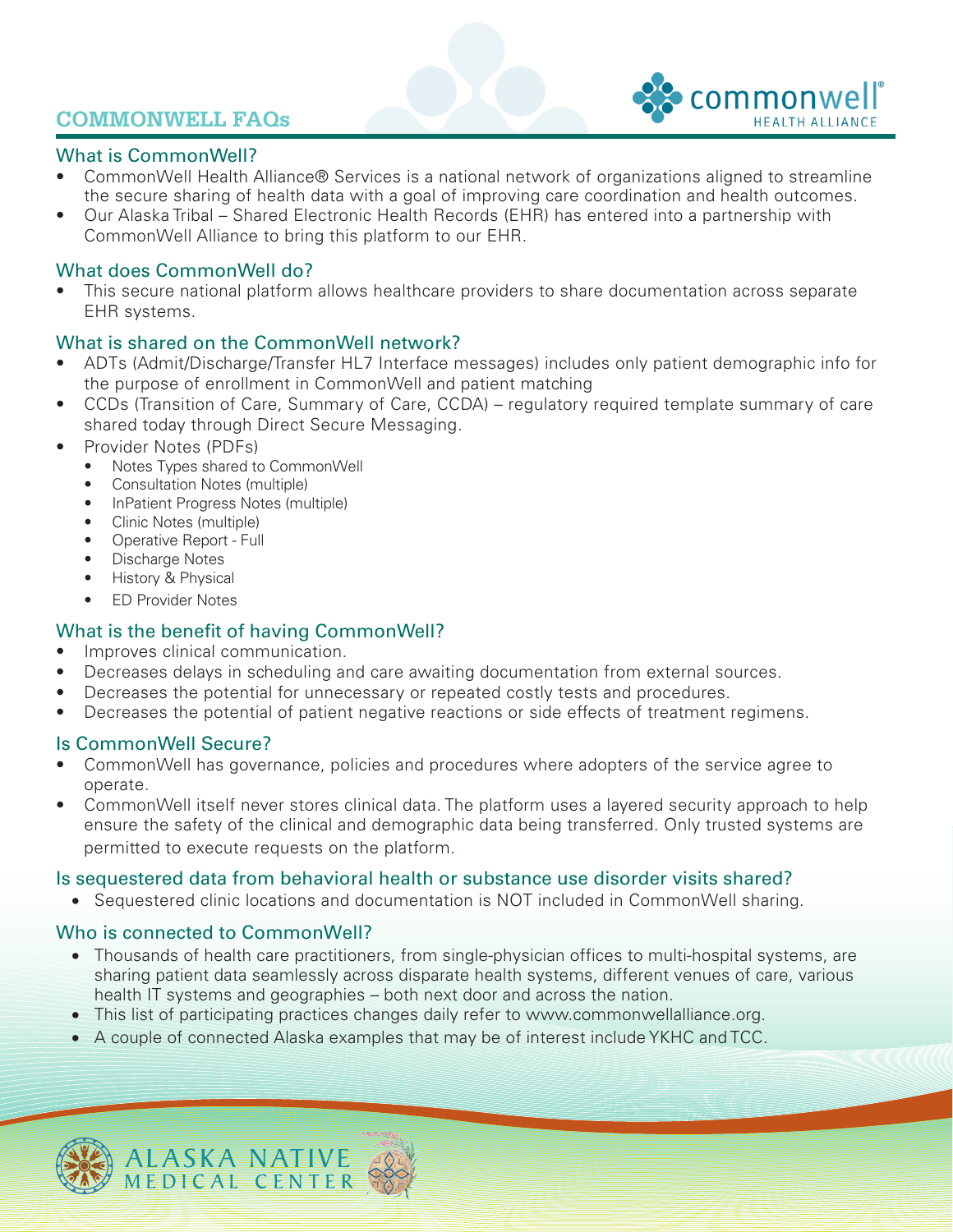# COMMONWELL FAQs

## What is CommonWell?

- CommonWell Health Alliance® Services is a national network of organizations aligned to streamline the secure sharing of health data with a goal of improving care coordination and health outcomes.
- Our Alaska Tribal – Shared Electronic Health Records (EHR) has entered into a partnership with CommonWell Alliance to bring this platform to our EHR.

## What does CommonWell do?

- This secure national platform allows healthcare providers to share documentation across separate EHR systems.

## What is shared on the CommonWell network?

- ADTs (Admit/Discharge/Transfer HL7 Interface messages) includes only patient demographic info for the purpose of enrollment in CommonWell and patient matching
- CCDs (Transition of Care, Summary of Care, CCDA) – regulatory required template summary of care shared today through Direct Secure Messaging.
- Provider Notes (PDFs)
  - Notes Types shared to CommonWell
  - Consultation Notes (multiple)
  - InPatient Progress Notes (multiple)
  - Clinic Notes (multiple)
  - Operative Report - Full
  - Discharge Notes
  - History & Physical
  - ED Provider Notes

## What is the benefit of having CommonWell?

- Improves clinical communication.
- Decreases delays in scheduling and care awaiting documentation from external sources.
- Decreases the potential for unnecessary or repeated costly tests and procedures.
- Decreases the potential of patient negative reactions or side effects of treatment regimens.

## Is CommonWell Secure?

- CommonWell has governance, policies and procedures where adopters of the service agree to operate.
- CommonWell itself never stores clinical data. The platform uses a layered security approach to help ensure the safety of the clinical and demographic data being transferred. Only trusted systems are permitted to execute requests on the platform.

## Is sequestered data from behavioral health or substance use disorder visits shared?

- Sequestered clinic locations and documentation is NOT included in CommonWell sharing.

## Who is connected to CommonWell?

- Thousands of health care practitioners, from single-physician offices to multi-hospital systems, are sharing patient data seamlessly across disparate health systems, different venues of care, various health IT systems and geographies – both next door and across the nation.
- This list of participating practices changes daily refer to www.commonwellalliance.org.
- A couple of connected Alaska examples that may be of interest include YKHC and TCC.

ALASKA NATIVE MEDICAL CENTER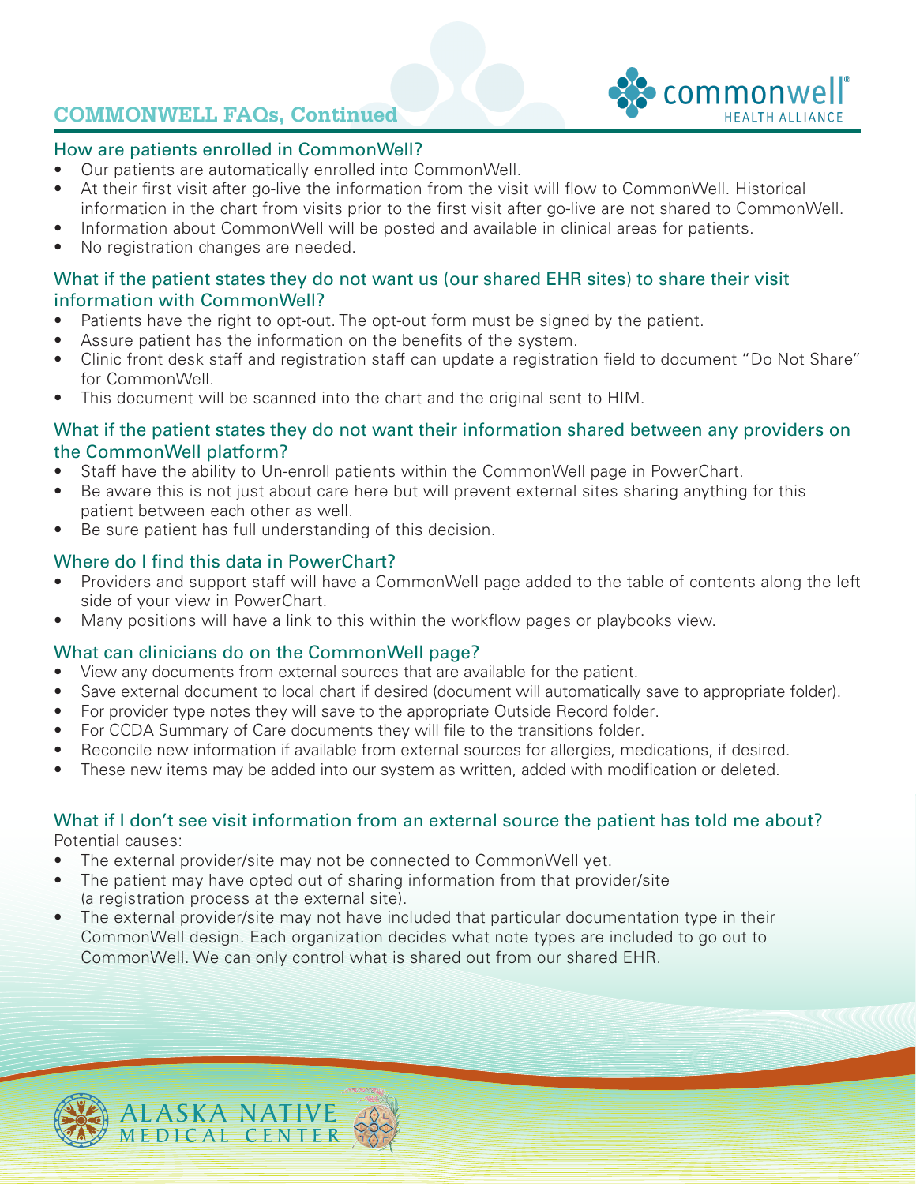## COMMONWELL FAQs, Continued

### How are patients enrolled in CommonWell?

- Our patients are automatically enrolled into CommonWell.
- At their first visit after go-live the information from the visit will flow to CommonWell. Historical information in the chart from visits prior to the first visit after go-live are not shared to CommonWell.
- Information about CommonWell will be posted and available in clinical areas for patients.
- No registration changes are needed.

### What if the patient states they do not want us (our shared EHR sites) to share their visit information with CommonWell?

- Patients have the right to opt-out. The opt-out form must be signed by the patient.
- Assure patient has the information on the benefits of the system.
- Clinic front desk staff and registration staff can update a registration field to document "Do Not Share" for CommonWell.
- This document will be scanned into the chart and the original sent to HIM.

### What if the patient states they do not want their information shared between any providers on the CommonWell platform?

- Staff have the ability to Un-enroll patients within the CommonWell page in PowerChart.
- Be aware this is not just about care here but will prevent external sites sharing anything for this patient between each other as well.
- Be sure patient has full understanding of this decision.

### Where do I find this data in PowerChart?

- Providers and support staff will have a CommonWell page added to the table of contents along the left side of your view in PowerChart.
- Many positions will have a link to this within the workflow pages or playbooks view.

### What can clinicians do on the CommonWell page?

- View any documents from external sources that are available for the patient.
- Save external document to local chart if desired (document will automatically save to appropriate folder).
- For provider type notes they will save to the appropriate Outside Record folder.
- For CCDA Summary of Care documents they will file to the transitions folder.
- Reconcile new information if available from external sources for allergies, medications, if desired.
- These new items may be added into our system as written, added with modification or deleted.

### What if I don't see visit information from an external source the patient has told me about?

Potential causes:

- The external provider/site may not be connected to CommonWell yet.
- The patient may have opted out of sharing information from that provider/site (a registration process at the external site).
- The external provider/site may not have included that particular documentation type in their CommonWell design. Each organization decides what note types are included to go out to CommonWell. We can only control what is shared out from our shared EHR.

ALASKA NATIVE MEDICAL CENTER